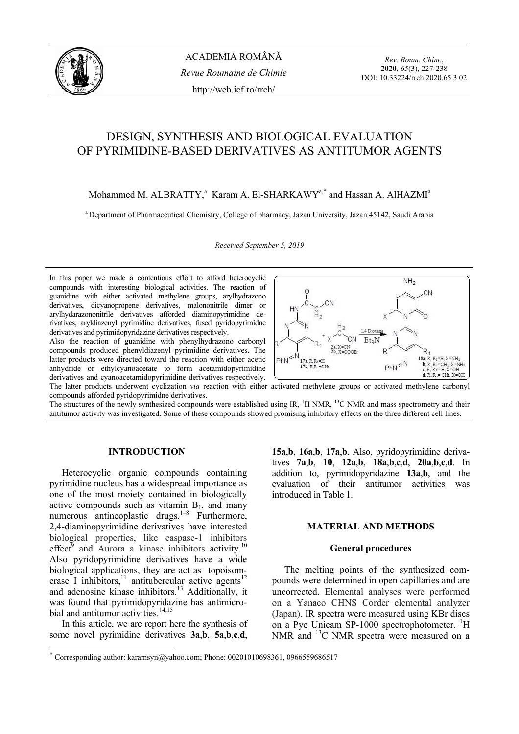ACADEMIA ROMÂNĂ

*Revue Roumaine de Chimie*

http://web.icf.ro/rrch/

*Rev. Roum. Chim.*, **2020**, *65*(3), 227-238
DOI: 10.33224/rrch.2020.65.3.02

# DESIGN, SYNTHESIS AND BIOLOGICAL EVALUATION OF PYRIMIDINE-BASED DERIVATIVES AS ANTITUMOR AGENTS

Mohammed M. ALBRATTY,[a] Karam A. El-SHARKAWY[a,*] and Hassan A. AlHAZMI[a]

[a] Department of Pharmaceutical Chemistry, College of pharmacy, Jazan University, Jazan 45142, Saudi Arabia

*Received September 5, 2019*

In this paper we made a contentious effort to afford heterocyclic compounds with interesting biological activities. The reaction of guanidine with either activated methylene groups, arylhydrazono derivatives, dicyanopropene derivatives, malononitrile dimer or arylhydarazononitrile derivatives afforded diaminopyrimidine derivatives, aryldiazenyl pyrimidine derivatives, fused pyridopyrimidne derivatives and pyrimidopyridazine derivatives respectively.
Also the reaction of guanidine with phenylhydrazono carbonyl compounds produced phenyldiazenyl pyrimidine derivatives. The latter products were directed toward the reaction with either acetic anhydride or ethylcyanoacetate to form acetamidopyrimidine derivatives and cyanoacetamidopyrimidine derivatives respectively. The latter products underwent cyclization *via* reaction with either activated methylene groups or activated methylene carbonyl compounds afforded pyridopyrimidne derivatives.
The structures of the newly synthesized compounds were established using IR, $^{1}$H NMR, $^{13}$C NMR and mass spectrometry and their antitumor activity was investigated. Some of these compounds showed promising inhibitory effects on the three different cell lines.

## INTRODUCTION

Heterocyclic organic compounds containing pyrimidine nucleus has a widespread importance as one of the most moiety contained in biologically active compounds such as vitamin $B_1$, and many numerous antineoplastic drugs.[1–8] Furthermore, 2,4-diaminopyrimidine derivatives have interested biological properties, like caspase-1 inhibitors effect[9] and Aurora a kinase inhibitors activity.[10] Also pyridopyrimidine derivatives have a wide biological applications, they are act as topoisomerase I inhibitors,[11] antitubercular active agents[12] and adenosine kinase inhibitors.[13] Additionally, it was found that pyrimidopyridazine has antimicrobial and antitumor activities.[14,15]

In this article, we are report here the synthesis of some novel pyrimidine derivatives **3a**,**b**, **5a**,**b**,**c**,**d**, **15a**,**b**, **16a**,**b**, **17a**,**b**. Also, pyridopyrimidine derivatives **7a**,**b**, **10**, **12a**,**b**, **18a**,**b**,**c**,**d**, **20a**,**b**,**c**,**d**. In addition to, pyrimidopyridazine **13a**,**b**, and the evaluation of their antitumor activities was introduced in Table 1.

## MATERIAL AND METHODS

### General procedures

The melting points of the synthesized compounds were determined in open capillaries and are uncorrected. Elemental analyses were performed on a Yanaco CHNS Corder elemental analyzer (Japan). IR spectra were measured using KBr discs on a Pye Unicam SP-1000 spectrophotometer. $^{1}$H NMR and $^{13}$C NMR spectra were measured on a

* Corresponding author: karamsyn@yahoo.com; Phone: 00201010698361, 0966559686517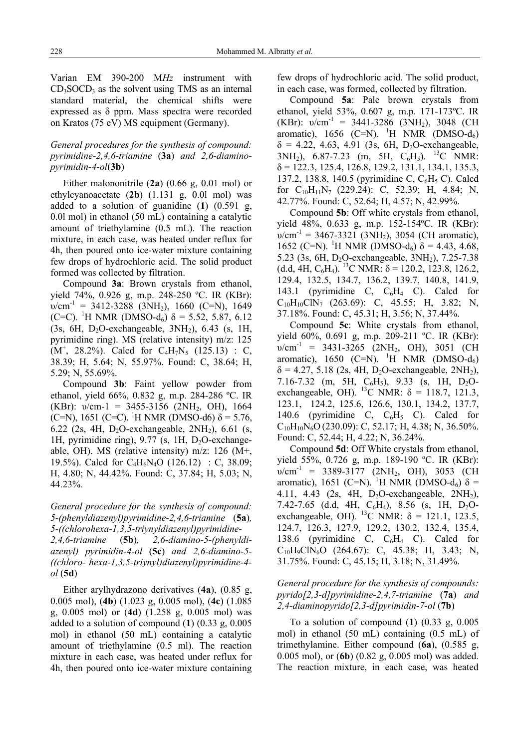Varian EM 390-200 M*Hz* instrument with $CD_3SOCD_3$ as the solvent using TMS as an internal standard material, the chemical shifts were expressed as δ ppm. Mass spectra were recorded on Kratos (75 eV) MS equipment (Germany).

*General procedures for the synthesis of compound: pyrimidine-2,4,6-triamine* (**3a**) *and 2,6-diamino-pyrimidin-4-ol*(**3b**)

Either malononitrile (**2a**) (0.66 g, 0.01 mol) or ethylcyanoacetate (**2b**) (1.131 g, 0.0l mol) was added to a solution of guanidine (**1**) (0.591 g, 0.0l mol) in ethanol (50 mL) containing a catalytic amount of triethylamine (0.5 mL). The reaction mixture, in each case, was heated under reflux for 4h, then poured onto ice-water mixture containing few drops of hydrochloric acid. The solid product formed was collected by filtration.

Compound **3a**: Brown crystals from ethanol, yield 74%, 0.926 g, m.p. 248-250 ºC. IR (KBr): $\upsilon$/cm$^{-1}$ = 3412-3288 ($3NH_2$), 1660 (C=N), 1649 (C=C). $^1$H NMR (DMSO-$d_6$) δ = 5.52, 5.87, 6.12 (3s, 6H, $D_2O$-exchangeable, $3NH_2$), 6.43 (s, 1H, pyrimidine ring). MS (relative intensity) m/z: 125 ($M^+$, 28.2%). Calcd for $C_4H_7N_5$ (125.13) : C, 38.39; H, 5.64; N, 55.97%. Found: C, 38.64; H, 5.29; N, 55.69%.

Compound **3b**: Faint yellow powder from ethanol, yield 66%, 0.832 g, m.p. 284-286 ºC. IR (KBr): $\upsilon$/cm-1 = 3455-3156 ($2NH_2$, OH), 1664 (C=N), 1651 (C=C). $^1$H NMR (DMSO-d6) δ = 5.76, 6.22 (2s, 4H, $D_2O$-exchangeable, $2NH_2$), 6.61 (s, 1H, pyrimidine ring), 9.77 (s, 1H, $D_2O$-exchangeable, OH). MS (relative intensity) m/z: 126 (M+, 19.5%). Calcd for $C_4H_6N_4O$ (126.12) : C, 38.09; H, 4.80; N, 44.42%. Found: C, 37.84; H, 5.03; N, 44.23%.

*General procedure for the synthesis of compound: 5-(phenyldiazenyl)pyrimidine-2,4,6-triamine* (**5a**)*, 5-((chlorohexa-1,3,5-triynyldiazenyl)pyrimidine-2,4,6-triamine* (**5b**)*, 2,6-diamino-5-(phenyldiazenyl) pyrimidin-4-ol* (**5c**) *and 2,6-diamino-5-((chloro- hexa-1,3,5-triynyl)diazenyl)pyrimidine-4-ol* (**5d**)

Either arylhydrazono derivatives (**4a**), (0.85 g, 0.005 mol), (**4b**) (1.023 g, 0.005 mol), (**4c**) (1.085 g, 0.005 mol) or (**4d**) (1.258 g, 0.005 mol) was added to a solution of compound (**1**) (0.33 g, 0.005 mol) in ethanol (50 mL) containing a catalytic amount of triethylamine (0.5 ml). The reaction mixture in each case, was heated under reflux for 4h, then poured onto ice-water mixture containing few drops of hydrochloric acid. The solid product, in each case, was formed, collected by filtration.

Compound **5a**: Pale brown crystals from ethanol, yield 53%, 0.607 g, m.p. 171-173ºC. IR (KBr): $\upsilon$/cm$^{-1}$ = 3441-3286 ($3NH_2$), 3048 (CH aromatic), 1656 (C=N). $^1$H NMR (DMSO-$d_6$) δ = 4.22, 4.63, 4.91 (3s, 6H, $D_2O$-exchangeable, $3NH_2$), 6.87-7.23 (m, 5H, $C_6H_5$). $^{13}$C NMR: δ = 122.3, 125.4, 126.8, 129.2, 131.1, 134.1, 135.3, 137.2, 138.8, 140.5 (pyrimidine C, $C_6H_5$ C). Calcd for $C_{10}H_{11}N_7$ (229.24): C, 52.39; H, 4.84; N, 42.77%. Found: C, 52.64; H, 4.57; N, 42.99%.

Compound **5b**: Off white crystals from ethanol, yield 48%, 0.633 g, m.p. 152-154ºC. IR (KBr): $\upsilon$/cm$^{-1}$ = 3467-3321 ($3NH_2$), 3054 (CH aromatic), 1652 (C=N). $^1$H NMR (DMSO-$d_6$) δ = 4.43, 4.68, 5.23 (3s, 6H, $D_2O$-exchangeable, $3NH_2$), 7.25-7.38 (d.d, 4H, $C_6H_4$). $^{13}$C NMR: δ = 120.2, 123.8, 126.2, 129.4, 132.5, 134.7, 136.2, 139.7, 140.8, 141.9, 143.1 (pyrimidine C, $C_6H_4$ C). Calcd for $C_{10}H_{10}ClN_7$ (263.69): C, 45.55; H, 3.82; N, 37.18%. Found: C, 45.31; H, 3.56; N, 37.44%.

Compound **5c**: White crystals from ethanol, yield 60%, 0.691 g, m.p. 209-211 ºC. IR (KBr): $\upsilon$/cm$^{-1}$ = 3431-3265 ($2NH_2$, OH), 3051 (CH aromatic), 1650 (C=N). $^1$H NMR (DMSO-$d_6$) δ = 4.27, 5.18 (2s, 4H, $D_2O$-exchangeable, $2NH_2$), 7.16-7.32 (m, 5H, $C_6H_5$), 9.33 (s, 1H, $D_2O$-exchangeable, OH). $^{13}$C NMR: δ = 118.7, 121.3, 123.1, 124.2, 125.6, 126.6, 130.1, 134.2, 137.7, 140.6 (pyrimidine C, $C_6H_5$ C). Calcd for $C_{10}H_{10}N_6O$ (230.09): C, 52.17; H, 4.38; N, 36.50%. Found: C, 52.44; H, 4.22; N, 36.24%.

Compound **5d**: Off White crystals from ethanol, yield 55%, 0.726 g, m.p. 189-190 ºC. IR (KBr): $\upsilon$/cm$^{-1}$ = 3389-3177 ($2NH_2$, OH), 3053 (CH aromatic), 1651 (C=N). $^1$H NMR (DMSO-$d_6$) δ = 4.11, 4.43 (2s, 4H, $D_2O$-exchangeable, $2NH_2$), 7.42-7.65 (d.d, 4H, $C_6H_4$), 8.56 (s, 1H, $D_2O$-exchangeable, OH). $^{13}$C NMR: δ = 121.1, 123.5, 124.7, 126.3, 127.9, 129.2, 130.2, 132.4, 135.4, 138.6 (pyrimidine C, $C_6H_4$ C). Calcd for $C_{10}H_9ClN_6O$ (264.67): C, 45.38; H, 3.43; N, 31.75%. Found: C, 45.15; H, 3.18; N, 31.49%.

*General procedure for the synthesis of compounds: pyrido[2,3-d]pyrimidine-2,4,7-triamine* (**7a**) *and 2,4-diaminopyrido[2,3-d]pyrimidin-7-ol* (**7b**)

To a solution of compound (**1**) (0.33 g, 0.005 mol) in ethanol (50 mL) containing (0.5 mL) of trimethylamine. Either compound (**6a**), (0.585 g, 0.005 mol), or (**6b**) (0.82 g, 0.005 mol) was added. The reaction mixture, in each case, was heated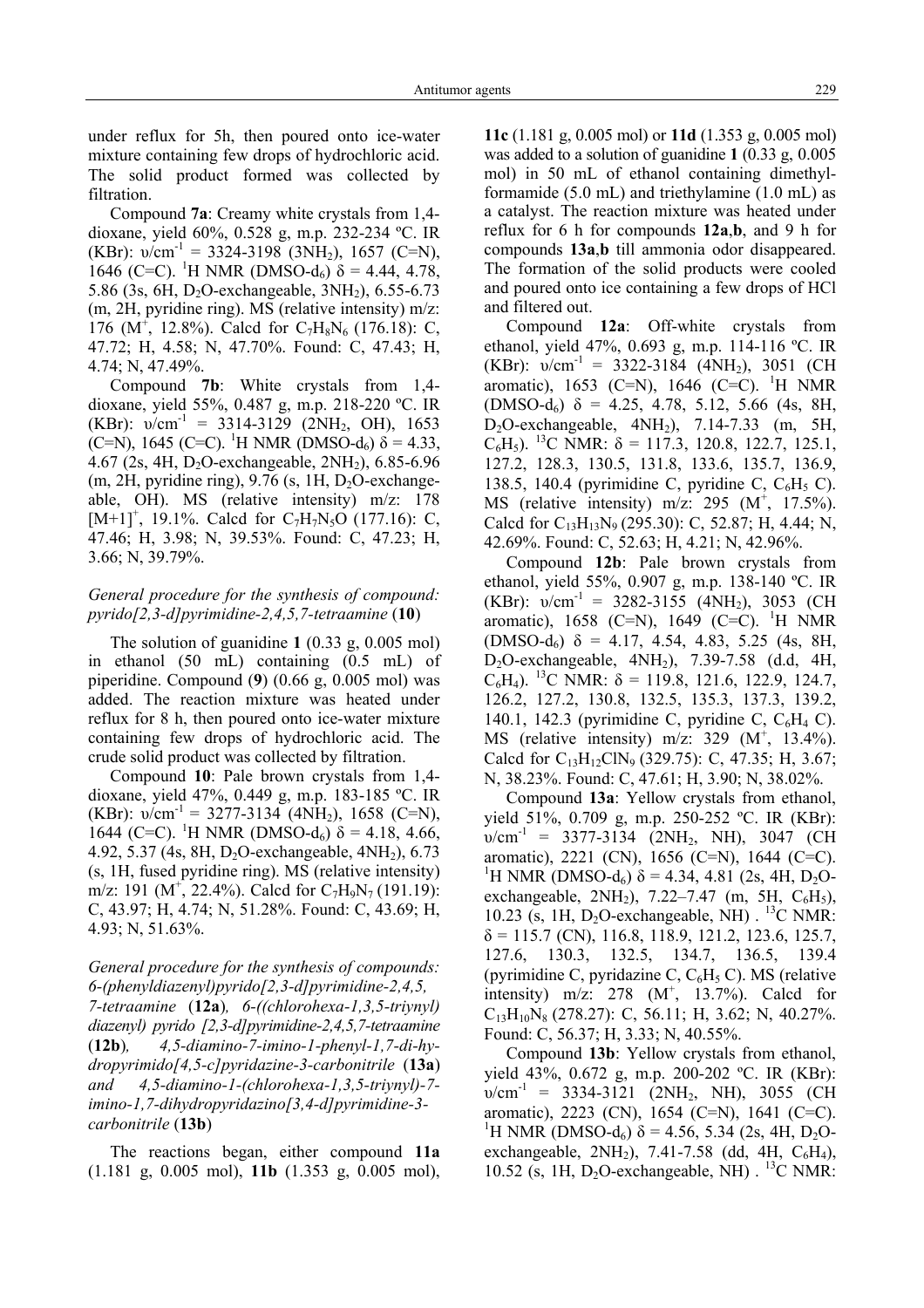under reflux for 5h, then poured onto ice-water mixture containing few drops of hydrochloric acid. The solid product formed was collected by filtration.

Compound **7a**: Creamy white crystals from 1,4-dioxane, yield 60%, 0.528 g, m.p. 232-234 ºC. IR (KBr): υ/cm$^{-1}$ = 3324-3198 (3NH$_2$), 1657 (C=N), 1646 (C=C). $^1$H NMR (DMSO-d$_6$) δ = 4.44, 4.78, 5.86 (3s, 6H, D$_2$O-exchangeable, 3NH$_2$), 6.55-6.73 (m, 2H, pyridine ring). MS (relative intensity) m/z: 176 (M$^+$, 12.8%). Calcd for $C_7H_8N_6$ (176.18): C, 47.72; H, 4.58; N, 47.70%. Found: C, 47.43; H, 4.74; N, 47.49%.

Compound **7b**: White crystals from 1,4-dioxane, yield 55%, 0.487 g, m.p. 218-220 ºC. IR (KBr): υ/cm$^{-1}$ = 3314-3129 (2NH$_2$, OH), 1653 (C=N), 1645 (C=C). $^1$H NMR (DMSO-d$_6$) δ = 4.33, 4.67 (2s, 4H, D$_2$O-exchangeable, 2NH$_2$), 6.85-6.96 (m, 2H, pyridine ring), 9.76 (s, 1H, D$_2$O-exchangeable, OH). MS (relative intensity) m/z: 178 [M+1]$^+$, 19.1%. Calcd for $C_7H_7N_5O$ (177.16): C, 47.46; H, 3.98; N, 39.53%. Found: C, 47.23; H, 3.66; N, 39.79%.

*General procedure for the synthesis of compound: pyrido[2,3-d]pyrimidine-2,4,5,7-tetraamine* (**10**)

The solution of guanidine **1** (0.33 g, 0.005 mol) in ethanol (50 mL) containing (0.5 mL) of piperidine. Compound (**9**) (0.66 g, 0.005 mol) was added. The reaction mixture was heated under reflux for 8 h, then poured onto ice-water mixture containing few drops of hydrochloric acid. The crude solid product was collected by filtration.

Compound **10**: Pale brown crystals from 1,4-dioxane, yield 47%, 0.449 g, m.p. 183-185 ºC. IR (KBr): υ/cm$^{-1}$ = 3277-3134 (4NH$_2$), 1658 (C=N), 1644 (C=C). $^1$H NMR (DMSO-d$_6$) δ = 4.18, 4.66, 4.92, 5.37 (4s, 8H, D$_2$O-exchangeable, 4NH$_2$), 6.73 (s, 1H, fused pyridine ring). MS (relative intensity) m/z: 191 (M$^+$, 22.4%). Calcd for $C_7H_9N_7$ (191.19): C, 43.97; H, 4.74; N, 51.28%. Found: C, 43.69; H, 4.93; N, 51.63%.

*General procedure for the synthesis of compounds: 6-(phenyldiazenyl)pyrido[2,3-d]pyrimidine-2,4,5,7-tetraamine* (**12a**)*, 6-((chlorohexa-1,3,5-triynyl) diazenyl) pyrido [2,3-d]pyrimidine-2,4,5,7-tetraamine* (**12b**)*, 4,5-diamino-7-imino-1-phenyl-1,7-di-hydropyrimido[4,5-c]pyridazine-3-carbonitrile* (**13a**) *and 4,5-diamino-1-(chlorohexa-1,3,5-triynyl)-7-imino-1,7-dihydropyridazino[3,4-d]pyrimidine-3-carbonitrile* (**13b**)

The reactions began, either compound **11a** (1.181 g, 0.005 mol), **11b** (1.353 g, 0.005 mol), **11c** (1.181 g, 0.005 mol) or **11d** (1.353 g, 0.005 mol) was added to a solution of guanidine **1** (0.33 g, 0.005 mol) in 50 mL of ethanol containing dimethylformamide (5.0 mL) and triethylamine (1.0 mL) as a catalyst. The reaction mixture was heated under reflux for 6 h for compounds **12a**,**b**, and 9 h for compounds **13a**,**b** till ammonia odor disappeared. The formation of the solid products were cooled and poured onto ice containing a few drops of HCl and filtered out.

Compound **12a**: Off-white crystals from ethanol, yield 47%, 0.693 g, m.p. 114-116 ºC. IR (KBr): υ/cm$^{-1}$ = 3322-3184 (4NH$_2$), 3051 (CH aromatic), 1653 (C=N), 1646 (C=C). $^1$H NMR (DMSO-d$_6$) δ = 4.25, 4.78, 5.12, 5.66 (4s, 8H, D$_2$O-exchangeable, 4NH$_2$), 7.14-7.33 (m, 5H, C$_6$H$_5$). $^{13}$C NMR: δ = 117.3, 120.8, 122.7, 125.1, 127.2, 128.3, 130.5, 131.8, 133.6, 135.7, 136.9, 138.5, 140.4 (pyrimidine C, pyridine C, C$_6$H$_5$ C). MS (relative intensity) m/z: 295 (M$^+$, 17.5%). Calcd for $C_{13}H_{13}N_9$ (295.30): C, 52.87; H, 4.44; N, 42.69%. Found: C, 52.63; H, 4.21; N, 42.96%.

Compound **12b**: Pale brown crystals from ethanol, yield 55%, 0.907 g, m.p. 138-140 ºC. IR (KBr): υ/cm$^{-1}$ = 3282-3155 (4NH$_2$), 3053 (CH aromatic), 1658 (C=N), 1649 (C=C). $^1$H NMR (DMSO-d$_6$) δ = 4.17, 4.54, 4.83, 5.25 (4s, 8H, D$_2$O-exchangeable, 4NH$_2$), 7.39-7.58 (d,d, 4H, C$_6$H$_4$). $^{13}$C NMR: δ = 119.8, 121.6, 122.9, 124.7, 126.2, 127.2, 130.8, 132.5, 135.3, 137.3, 139.2, 140.1, 142.3 (pyrimidine C, pyridine C, C$_6$H$_4$ C). MS (relative intensity) m/z: 329 (M$^+$, 13.4%). Calcd for $C_{13}H_{12}ClN_9$ (329.75): C, 47.35; H, 3.67; N, 38.23%. Found: C, 47.61; H, 3.90; N, 38.02%.

Compound **13a**: Yellow crystals from ethanol, yield 51%, 0.709 g, m.p. 250-252 ºC. IR (KBr): υ/cm$^{-1}$ = 3377-3134 (2NH$_2$, NH), 3047 (CH aromatic), 2221 (CN), 1656 (C=N), 1644 (C=C). $^1$H NMR (DMSO-d$_6$) δ = 4.34, 4.81 (2s, 4H, D$_2$O-exchangeable, 2NH$_2$), 7.22–7.47 (m, 5H, C$_6$H$_5$), 10.23 (s, 1H, D$_2$O-exchangeable, NH) . $^{13}$C NMR: δ = 115.7 (CN), 116.8, 118.9, 121.2, 123.6, 125.7, 127.6, 130.3, 132.5, 134.7, 136.5, 139.4 (pyrimidine C, pyridazine C, C$_6$H$_5$ C). MS (relative intensity) m/z: 278 (M$^+$, 13.7%). Calcd for $C_{13}H_{10}N_8$ (278.27): C, 56.11; H, 3.62; N, 40.27%. Found: C, 56.37; H, 3.33; N, 40.55%.

Compound **13b**: Yellow crystals from ethanol, yield 43%, 0.672 g, m.p. 200-202 ºC. IR (KBr): υ/cm$^{-1}$ = 3334-3121 (2NH$_2$, NH), 3055 (CH aromatic), 2223 (CN), 1654 (C=N), 1641 (C=C). $^1$H NMR (DMSO-d$_6$) δ = 4.56, 5.34 (2s, 4H, D$_2$O-exchangeable, 2NH$_2$), 7.41-7.58 (dd, 4H, C$_6$H$_4$), 10.52 (s, 1H, D$_2$O-exchangeable, NH) . $^{13}$C NMR: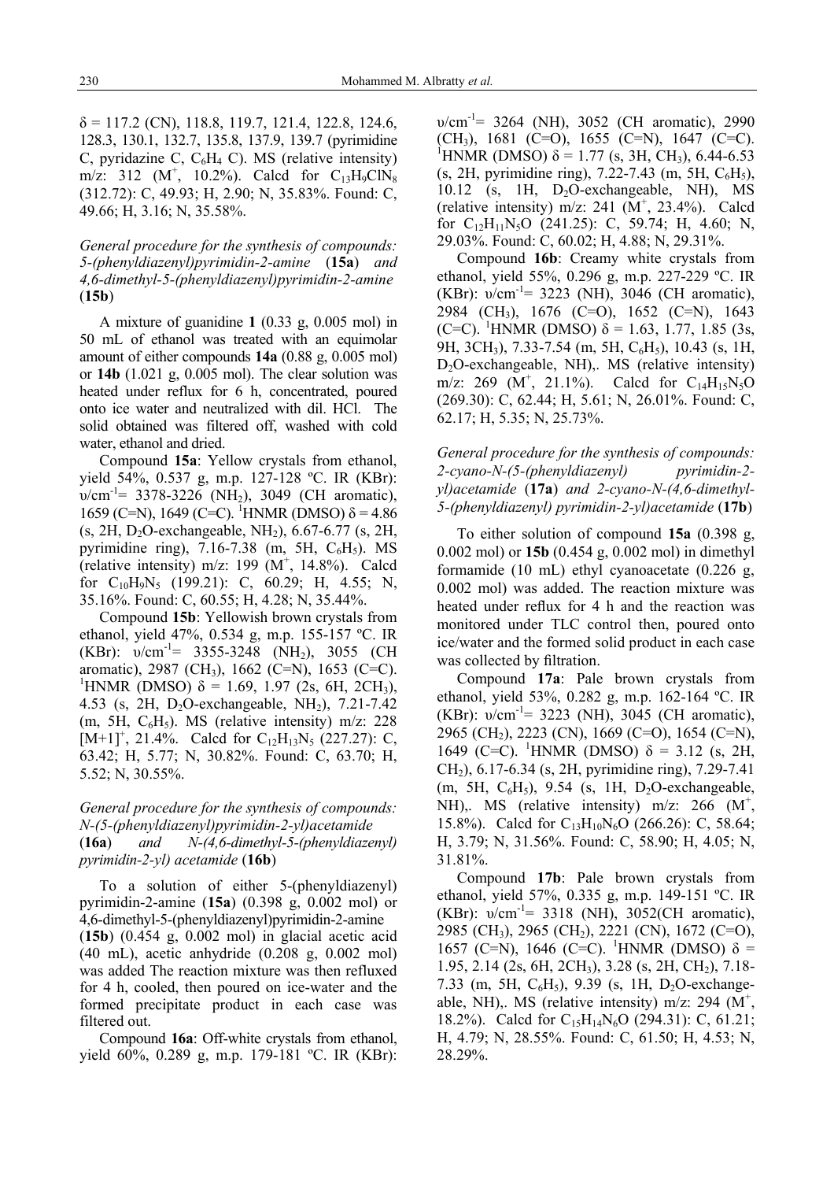δ = 117.2 (CN), 118.8, 119.7, 121.4, 122.8, 124.6, 128.3, 130.1, 132.7, 135.8, 137.9, 139.7 (pyrimidine C, pyridazine C, $C_6H_4$ C). MS (relative intensity) m/z: 312 ($M^+$, 10.2%). Calcd for $C_{13}H_9ClN_8$ (312.72): C, 49.93; H, 2.90; N, 35.83%. Found: C, 49.66; H, 3.16; N, 35.58%.

*General procedure for the synthesis of compounds: 5-(phenyldiazenyl)pyrimidin-2-amine* (**15a**) *and 4,6-dimethyl-5-(phenyldiazenyl)pyrimidin-2-amine* (**15b**)

A mixture of guanidine **1** (0.33 g, 0.005 mol) in 50 mL of ethanol was treated with an equimolar amount of either compounds **14a** (0.88 g, 0.005 mol) or **14b** (1.021 g, 0.005 mol). The clear solution was heated under reflux for 6 h, concentrated, poured onto ice water and neutralized with dil. HCl. The solid obtained was filtered off, washed with cold water, ethanol and dried.

Compound **15a**: Yellow crystals from ethanol, yield 54%, 0.537 g, m.p. 127-128 ºC. IR (KBr): υ/cm$^{-1}$= 3378-3226 ($NH_2$), 3049 (CH aromatic), 1659 (C=N), 1649 (C=C). $^1$HNMR (DMSO) δ = 4.86 (s, 2H, $D_2O$-exchangeable, $NH_2$), 6.67-6.77 (s, 2H, pyrimidine ring), 7.16-7.38 (m, 5H, $C_6H_5$). MS (relative intensity) m/z: 199 ($M^+$, 14.8%). Calcd for $C_{10}H_9N_5$ (199.21): C, 60.29; H, 4.55; N, 35.16%. Found: C, 60.55; H, 4.28; N, 35.44%.

Compound **15b**: Yellowish brown crystals from ethanol, yield 47%, 0.534 g, m.p. 155-157 ºC. IR (KBr): υ/cm$^{-1}$= 3355-3248 ($NH_2$), 3055 (CH aromatic), 2987 ($CH_3$), 1662 (C=N), 1653 (C=C). $^1$HNMR (DMSO) δ = 1.69, 1.97 (2s, 6H, 2$CH_3$), 4.53 (s, 2H, $D_2O$-exchangeable, $NH_2$), 7.21-7.42 (m, 5H, $C_6H_5$). MS (relative intensity) m/z: 228 $[M+1]^+$, 21.4%. Calcd for $C_{12}H_{13}N_5$ (227.27): C, 63.42; H, 5.77; N, 30.82%. Found: C, 63.70; H, 5.52; N, 30.55%.

*General procedure for the synthesis of compounds: N-(5-(phenyldiazenyl)pyrimidin-2-yl)acetamide* (**16a**) *and N-(4,6-dimethyl-5-(phenyldiazenyl) pyrimidin-2-yl) acetamide* (**16b**)

To a solution of either 5-(phenyldiazenyl) pyrimidin-2-amine (**15a**) (0.398 g, 0.002 mol) or 4,6-dimethyl-5-(phenyldiazenyl)pyrimidin-2-amine (**15b**) (0.454 g, 0.002 mol) in glacial acetic acid (40 mL), acetic anhydride (0.208 g, 0.002 mol) was added The reaction mixture was then refluxed for 4 h, cooled, then poured on ice-water and the formed precipitate product in each case was filtered out.

Compound **16a**: Off-white crystals from ethanol, yield 60%, 0.289 g, m.p. 179-181 ºC. IR (KBr): υ/cm$^{-1}$= 3264 (NH), 3052 (CH aromatic), 2990 ($CH_3$), 1681 (C=O), 1655 (C=N), 1647 (C=C). $^1$HNMR (DMSO) δ = 1.77 (s, 3H, $CH_3$), 6.44-6.53 (s, 2H, pyrimidine ring), 7.22-7.43 (m, 5H, $C_6H_5$), 10.12 (s, 1H, $D_2O$-exchangeable, NH), MS (relative intensity) m/z: 241 ($M^+$, 23.4%). Calcd for $C_{12}H_{11}N_5O$ (241.25): C, 59.74; H, 4.60; N, 29.03%. Found: C, 60.02; H, 4.88; N, 29.31%.

Compound **16b**: Creamy white crystals from ethanol, yield 55%, 0.296 g, m.p. 227-229 ºC. IR (KBr): υ/cm$^{-1}$= 3223 (NH), 3046 (CH aromatic), 2984 ($CH_3$), 1676 (C=O), 1652 (C=N), 1643 (C=C). $^1$HNMR (DMSO) δ = 1.63, 1.77, 1.85 (3s, 9H, 3$CH_3$), 7.33-7.54 (m, 5H, $C_6H_5$), 10.43 (s, 1H, $D_2O$-exchangeable, NH),. MS (relative intensity) m/z: 269 ($M^+$, 21.1%). Calcd for $C_{14}H_{15}N_5O$ (269.30): C, 62.44; H, 5.61; N, 26.01%. Found: C, 62.17; H, 5.35; N, 25.73%.

*General procedure for the synthesis of compounds: 2-cyano-N-(5-(phenyldiazenyl) pyrimidin-2-yl)acetamide* (**17a**) *and 2-cyano-N-(4,6-dimethyl-5-(phenyldiazenyl) pyrimidin-2-yl)acetamide* (**17b**)

To either solution of compound **15a** (0.398 g, 0.002 mol) or **15b** (0.454 g, 0.002 mol) in dimethyl formamide (10 mL) ethyl cyanoacetate (0.226 g, 0.002 mol) was added. The reaction mixture was heated under reflux for 4 h and the reaction was monitored under TLC control then, poured onto ice/water and the formed solid product in each case was collected by filtration.

Compound **17a**: Pale brown crystals from ethanol, yield 53%, 0.282 g, m.p. 162-164 ºC. IR (KBr): υ/cm$^{-1}$= 3223 (NH), 3045 (CH aromatic), 2965 ($CH_2$), 2223 (CN), 1669 (C=O), 1654 (C=N), 1649 (C=C). $^1$HNMR (DMSO) δ = 3.12 (s, 2H, $CH_2$), 6.17-6.34 (s, 2H, pyrimidine ring), 7.29-7.41 (m, 5H, $C_6H_5$), 9.54 (s, 1H, $D_2O$-exchangeable, NH),. MS (relative intensity) m/z: 266 ($M^+$, 15.8%). Calcd for $C_{13}H_{10}N_6O$ (266.26): C, 58.64; H, 3.79; N, 31.56%. Found: C, 58.90; H, 4.05; N, 31.81%.

Compound **17b**: Pale brown crystals from ethanol, yield 57%, 0.335 g, m.p. 149-151 ºC. IR (KBr): υ/cm$^{-1}$= 3318 (NH), 3052(CH aromatic), 2985 ($CH_3$), 2965 ($CH_2$), 2221 (CN), 1672 (C=O), 1657 (C=N), 1646 (C=C). $^1$HNMR (DMSO) δ = 1.95, 2.14 (2s, 6H, 2$CH_3$), 3.28 (s, 2H, $CH_2$), 7.18-7.33 (m, 5H, $C_6H_5$), 9.39 (s, 1H, $D_2O$-exchangeable, NH),. MS (relative intensity) m/z: 294 ($M^+$, 18.2%). Calcd for $C_{15}H_{14}N_6O$ (294.31): C, 61.21; H, 4.79; N, 28.55%. Found: C, 61.50; H, 4.53; N, 28.29%.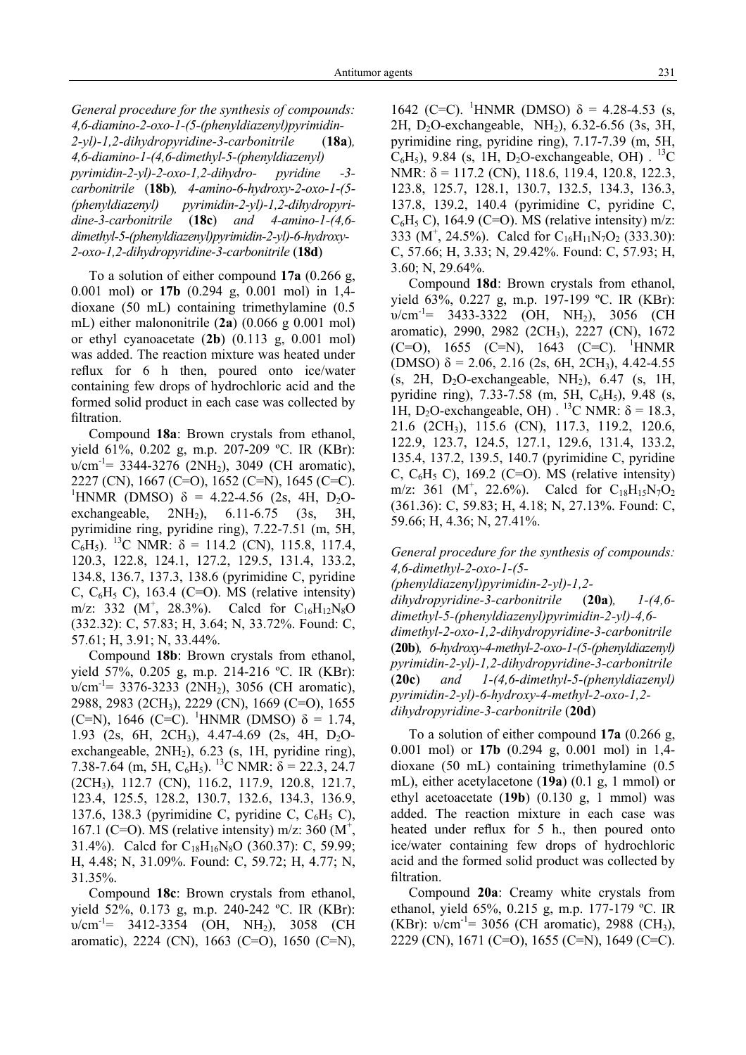*General procedure for the synthesis of compounds: 4,6-diamino-2-oxo-1-(5-(phenyldiazenyl)pyrimidin-2-yl)-1,2-dihydropyridine-3-carbonitrile* (**18a**)*, 4,6-diamino-1-(4,6-dimethyl-5-(phenyldiazenyl) pyrimidin-2-yl)-2-oxo-1,2-dihydro- pyridine -3-carbonitrile* (**18b**)*, 4-amino-6-hydroxy-2-oxo-1-(5-(phenyldiazenyl) pyrimidin-2-yl)-1,2-dihydropyridine-3-carbonitrile* (**18c**) *and 4-amino-1-(4,6-dimethyl-5-(phenyldiazenyl)pyrimidin-2-yl)-6-hydroxy-2-oxo-1,2-dihydropyridine-3-carbonitrile* (**18d**)

To a solution of either compound **17a** (0.266 g, 0.001 mol) or **17b** (0.294 g, 0.001 mol) in 1,4-dioxane (50 mL) containing trimethylamine (0.5 mL) either malononitrile (**2a**) (0.066 g 0.001 mol) or ethyl cyanoacetate (**2b**) (0.113 g, 0.001 mol) was added. The reaction mixture was heated under reflux for 6 h then, poured onto ice/water containing few drops of hydrochloric acid and the formed solid product in each case was collected by filtration.

Compound **18a**: Brown crystals from ethanol, yield 61%, 0.202 g, m.p. 207-209 ºC. IR (KBr): $\upsilon$/cm$^{-1}$= 3344-3276 ($2NH_2$), 3049 (CH aromatic), 2227 (CN), 1667 (C=O), 1652 (C=N), 1645 (C=C). $^1$HNMR (DMSO) $\delta$ = 4.22-4.56 (2s, 4H, $D_2O$-exchangeable, $2NH_2$), 6.11-6.75 (3s, 3H, pyrimidine ring, pyridine ring), 7.22-7.51 (m, 5H, $C_6H_5$). $^{13}$C NMR: $\delta$ = 114.2 (CN), 115.8, 117.4, 120.3, 122.8, 124.1, 127.2, 129.5, 131.4, 133.2, 134.8, 136.7, 137.3, 138.6 (pyrimidine C, pyridine C, $C_6H_5$ C), 163.4 (C=O). MS (relative intensity) m/z: 332 ($M^+$, 28.3%). Calcd for $C_{16}H_{12}N_8O$ (332.32): C, 57.83; H, 3.64; N, 33.72%. Found: C, 57.61; H, 3.91; N, 33.44%.

Compound **18b**: Brown crystals from ethanol, yield 57%, 0.205 g, m.p. 214-216 ºC. IR (KBr): $\upsilon$/cm$^{-1}$= 3376-3233 ($2NH_2$), 3056 (CH aromatic), 2988, 2983 ($2CH_3$), 2229 (CN), 1669 (C=O), 1655 (C=N), 1646 (C=C). $^1$HNMR (DMSO) $\delta$ = 1.74, 1.93 (2s, 6H, $2CH_3$), 4.47-4.69 (2s, 4H, $D_2O$-exchangeable, $2NH_2$), 6.23 (s, 1H, pyridine ring), 7.38-7.64 (m, 5H, $C_6H_5$). $^{13}$C NMR: $\delta$ = 22.3, 24.7 ($2CH_3$), 112.7 (CN), 116.2, 117.9, 120.8, 121.7, 123.4, 125.5, 128.2, 130.7, 132.6, 134.3, 136.9, 137.6, 138.3 (pyrimidine C, pyridine C, $C_6H_5$ C), 167.1 (C=O). MS (relative intensity) m/z: 360 ($M^+$, 31.4%). Calcd for $C_{18}H_{16}N_8O$ (360.37): C, 59.99; H, 4.48; N, 31.09%. Found: C, 59.72; H, 4.77; N, 31.35%.

Compound **18c**: Brown crystals from ethanol, yield 52%, 0.173 g, m.p. 240-242 ºC. IR (KBr): $\upsilon$/cm$^{-1}$= 3412-3354 (OH, $NH_2$), 3058 (CH aromatic), 2224 (CN), 1663 (C=O), 1650 (C=N), 1642 (C=C). $^1$HNMR (DMSO) $\delta$ = 4.28-4.53 (s, 2H, $D_2O$-exchangeable, $NH_2$), 6.32-6.56 (3s, 3H, pyrimidine ring, pyridine ring), 7.17-7.39 (m, 5H, $C_6H_5$), 9.84 (s, 1H, $D_2O$-exchangeable, OH) . $^{13}$C NMR: $\delta$ = 117.2 (CN), 118.6, 119.4, 120.8, 122.3, 123.8, 125.7, 128.1, 130.7, 132.5, 134.3, 136.3, 137.8, 139.2, 140.4 (pyrimidine C, pyridine C, $C_6H_5$ C), 164.9 (C=O). MS (relative intensity) m/z: 333 ($M^+$, 24.5%). Calcd for $C_{16}H_{11}N_7O_2$ (333.30): C, 57.66; H, 3.33; N, 29.42%. Found: C, 57.93; H, 3.60; N, 29.64%.

Compound **18d**: Brown crystals from ethanol, yield 63%, 0.227 g, m.p. 197-199 ºC. IR (KBr): $\upsilon$/cm$^{-1}$= 3433-3322 (OH, $NH_2$), 3056 (CH aromatic), 2990, 2982 ($2CH_3$), 2227 (CN), 1672 (C=O), 1655 (C=N), 1643 (C=C). $^1$HNMR (DMSO) $\delta$ = 2.06, 2.16 (2s, 6H, $2CH_3$), 4.42-4.55 (s, 2H, $D_2O$-exchangeable, $NH_2$), 6.47 (s, 1H, pyridine ring), 7.33-7.58 (m, 5H, $C_6H_5$), 9.48 (s, 1H, $D_2O$-exchangeable, OH) . $^{13}$C NMR: $\delta$ = 18.3, 21.6 ($2CH_3$), 115.6 (CN), 117.3, 119.2, 120.6, 122.9, 123.7, 124.5, 127.1, 129.6, 131.4, 133.2, 135.4, 137.2, 139.5, 140.7 (pyrimidine C, pyridine C, $C_6H_5$ C), 169.2 (C=O). MS (relative intensity) m/z: 361 ($M^+$, 22.6%). Calcd for $C_{18}H_{15}N_7O_2$ (361.36): C, 59.83; H, 4.18; N, 27.13%. Found: C, 59.66; H, 4.36; N, 27.41%.

*General procedure for the synthesis of compounds: 4,6-dimethyl-2-oxo-1-(5-(phenyldiazenyl)pyrimidin-2-yl)-1,2-dihydropyridine-3-carbonitrile* (**20a**)*, 1-(4,6-dimethyl-5-(phenyldiazenyl)pyrimidin-2-yl)-4,6-dimethyl-2-oxo-1,2-dihydropyridine-3-carbonitrile* (**20b**)*, 6-hydroxy-4-methyl-2-oxo-1-(5-(phenyldiazenyl) pyrimidin-2-yl)-1,2-dihydropyridine-3-carbonitrile* (**20c**) *and 1-(4,6-dimethyl-5-(phenyldiazenyl) pyrimidin-2-yl)-6-hydroxy-4-methyl-2-oxo-1,2-dihydropyridine-3-carbonitrile* (**20d**)

To a solution of either compound **17a** (0.266 g, 0.001 mol) or **17b** (0.294 g, 0.001 mol) in 1,4-dioxane (50 mL) containing trimethylamine (0.5 mL), either acetylacetone (**19a**) (0.1 g, 1 mmol) or ethyl acetoacetate (**19b**) (0.130 g, 1 mmol) was added. The reaction mixture in each case was heated under reflux for 5 h., then poured onto ice/water containing few drops of hydrochloric acid and the formed solid product was collected by filtration.

Compound **20a**: Creamy white crystals from ethanol, yield 65%, 0.215 g, m.p. 177-179 ºC. IR (KBr): $\upsilon$/cm$^{-1}$= 3056 (CH aromatic), 2988 ($CH_3$), 2229 (CN), 1671 (C=O), 1655 (C=N), 1649 (C=C).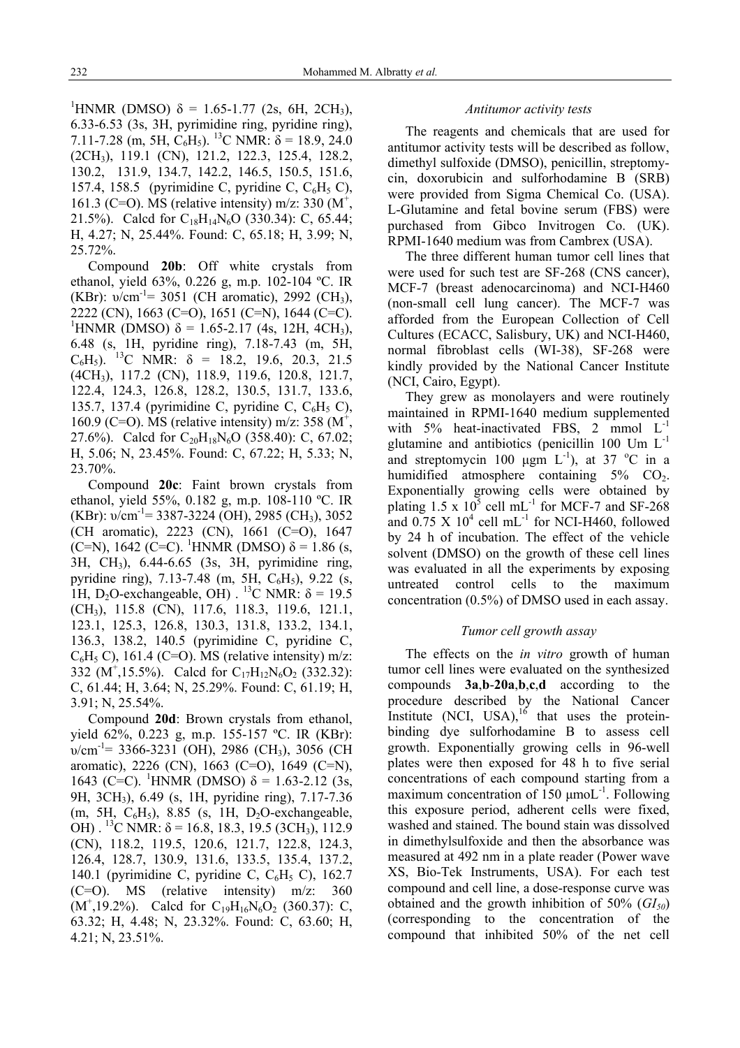$^1$HNMR (DMSO) δ = 1.65-1.77 (2s, 6H, 2CH$_3$), 6.33-6.53 (3s, 3H, pyrimidine ring, pyridine ring), 7.11-7.28 (m, 5H, C$_6$H$_5$). $^{13}$C NMR: δ = 18.9, 24.0 (2CH$_3$), 119.1 (CN), 121.2, 122.3, 125.4, 128.2, 130.2, 131.9, 134.7, 142.2, 146.5, 150.5, 151.6, 157.4, 158.5 (pyrimidine C, pyridine C, C$_6$H$_5$ C), 161.3 (C=O). MS (relative intensity) m/z: 330 (M$^+$, 21.5%). Calcd for $C_{18}H_{14}N_6O$ (330.34): C, 65.44; H, 4.27; N, 25.44%. Found: C, 65.18; H, 3.99; N, 25.72%.

Compound **20b**: Off white crystals from ethanol, yield 63%, 0.226 g, m.p. 102-104 ºC. IR (KBr): υ/cm$^{-1}$= 3051 (CH aromatic), 2992 (CH$_3$), 2222 (CN), 1663 (C=O), 1651 (C=N), 1644 (C=C). $^1$HNMR (DMSO) δ = 1.65-2.17 (4s, 12H, 4CH$_3$), 6.48 (s, 1H, pyridine ring), 7.18-7.43 (m, 5H, C$_6$H$_5$). $^{13}$C NMR: δ = 18.2, 19.6, 20.3, 21.5 (4CH$_3$), 117.2 (CN), 118.9, 119.6, 120.8, 121.7, 122.4, 124.3, 126.8, 128.2, 130.5, 131.7, 133.6, 135.7, 137.4 (pyrimidine C, pyridine C, C$_6$H$_5$ C), 160.9 (C=O). MS (relative intensity) m/z: 358 (M$^+$, 27.6%). Calcd for $C_{20}H_{18}N_6O$ (358.40): C, 67.02; H, 5.06; N, 23.45%. Found: C, 67.22; H, 5.33; N, 23.70%.

Compound **20c**: Faint brown crystals from ethanol, yield 55%, 0.182 g, m.p. 108-110 ºC. IR (KBr): υ/cm$^{-1}$= 3387-3224 (OH), 2985 (CH$_3$), 3052 (CH aromatic), 2223 (CN), 1661 (C=O), 1647 (C=N), 1642 (C=C). $^1$HNMR (DMSO) δ = 1.86 (s, 3H, CH$_3$), 6.44-6.65 (3s, 3H, pyrimidine ring, pyridine ring), 7.13-7.48 (m, 5H, C$_6$H$_5$), 9.22 (s, 1H, D$_2$O-exchangeable, OH) . $^{13}$C NMR: δ = 19.5 (CH$_3$), 115.8 (CN), 117.6, 118.3, 119.6, 121.1, 123.1, 125.3, 126.8, 130.3, 131.8, 133.2, 134.1, 136.3, 138.2, 140.5 (pyrimidine C, pyridine C, C$_6$H$_5$ C), 161.4 (C=O). MS (relative intensity) m/z: 332 (M$^+$,15.5%). Calcd for $C_{17}H_{12}N_6O_2$ (332.32): C, 61.44; H, 3.64; N, 25.29%. Found: C, 61.19; H, 3.91; N, 25.54%.

Compound **20d**: Brown crystals from ethanol, yield 62%, 0.223 g, m.p. 155-157 ºC. IR (KBr): υ/cm$^{-1}$= 3366-3231 (OH), 2986 (CH$_3$), 3056 (CH aromatic), 2226 (CN), 1663 (C=O), 1649 (C=N), 1643 (C=C). $^1$HNMR (DMSO) δ = 1.63-2.12 (3s, 9H, 3CH$_3$), 6.49 (s, 1H, pyridine ring), 7.17-7.36 (m, 5H, C$_6$H$_5$), 8.85 (s, 1H, D$_2$O-exchangeable, OH) . $^{13}$C NMR: δ = 16.8, 18.3, 19.5 (3CH$_3$), 112.9 (CN), 118.2, 119.5, 120.6, 121.7, 122.8, 124.3, 126.4, 128.7, 130.9, 131.6, 133.5, 135.4, 137.2, 140.1 (pyrimidine C, pyridine C, C$_6$H$_5$ C), 162.7 (C=O). MS (relative intensity) m/z: 360 (M$^+$,19.2%). Calcd for $C_{19}H_{16}N_6O_2$ (360.37): C, 63.32; H, 4.48; N, 23.32%. Found: C, 63.60; H, 4.21; N, 23.51%.

### *Antitumor activity tests*

The reagents and chemicals that are used for antitumor activity tests will be described as follow, dimethyl sulfoxide (DMSO), penicillin, streptomycin, doxorubicin and sulforhodamine B (SRB) were provided from Sigma Chemical Co. (USA). L-Glutamine and fetal bovine serum (FBS) were purchased from Gibco Invitrogen Co. (UK). RPMI-1640 medium was from Cambrex (USA).

The three different human tumor cell lines that were used for such test are SF-268 (CNS cancer), MCF-7 (breast adenocarcinoma) and NCI-H460 (non-small cell lung cancer). The MCF-7 was afforded from the European Collection of Cell Cultures (ECACC, Salisbury, UK) and NCI-H460, normal fibroblast cells (WI-38), SF-268 were kindly provided by the National Cancer Institute (NCI, Cairo, Egypt).

They grew as monolayers and were routinely maintained in RPMI-1640 medium supplemented with 5% heat-inactivated FBS, 2 mmol L$^{-1}$ glutamine and antibiotics (penicillin 100 Um L$^{-1}$ and streptomycin 100 µgm L$^{-1}$), at 37 $^o$C in a humidified atmosphere containing 5% $CO_2$. Exponentially growing cells were obtained by plating 1.5 x 10$^5$ cell mL$^{-1}$ for MCF-7 and SF-268 and 0.75 X 10$^4$ cell mL$^{-1}$ for NCI-H460, followed by 24 h of incubation. The effect of the vehicle solvent (DMSO) on the growth of these cell lines was evaluated in all the experiments by exposing untreated control cells to the maximum concentration (0.5%) of DMSO used in each assay.

### *Tumor cell growth assay*

The effects on the *in vitro* growth of human tumor cell lines were evaluated on the synthesized compounds **3a**,**b**-**20a**,**b**,**c**,**d** according to the procedure described by the National Cancer Institute (NCI, USA),[16] that uses the protein-binding dye sulforhodamine B to assess cell growth. Exponentially growing cells in 96-well plates were then exposed for 48 h to five serial concentrations of each compound starting from a maximum concentration of 150 µmoL$^{-1}$. Following this exposure period, adherent cells were fixed, washed and stained. The bound stain was dissolved in dimethylsulfoxide and then the absorbance was measured at 492 nm in a plate reader (Power wave XS, Bio-Tek Instruments, USA). For each test compound and cell line, a dose-response curve was obtained and the growth inhibition of 50% ($GI_{50}$) (corresponding to the concentration of the compound that inhibited 50% of the net cell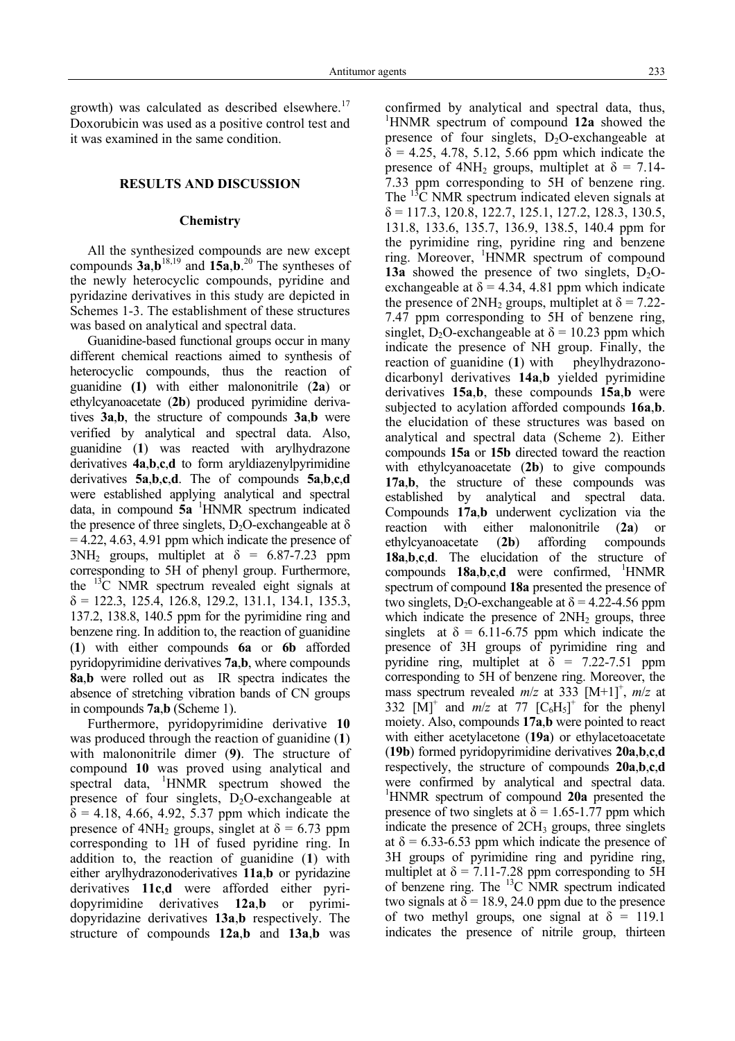growth) was calculated as described elsewhere.[17] Doxorubicin was used as a positive control test and it was examined in the same condition.

## RESULTS AND DISCUSSION

### Chemistry

All the synthesized compounds are new except compounds **3a**,**b**[18,19] and **15a**,**b**.[20] The syntheses of the newly heterocyclic compounds, pyridine and pyridazine derivatives in this study are depicted in Schemes 1-3. The establishment of these structures was based on analytical and spectral data.

Guanidine-based functional groups occur in many different chemical reactions aimed to synthesis of heterocyclic compounds, thus the reaction of guanidine **(1)** with either malononitrile (**2a**) or ethylcyanoacetate (**2b**) produced pyrimidine derivatives **3a**,**b**, the structure of compounds **3a**,**b** were verified by analytical and spectral data. Also, guanidine (**1**) was reacted with arylhydrazone derivatives **4a**,**b**,**c**,**d** to form aryldiazenylpyrimidine derivatives **5a**,**b**,**c**,**d**. The of compounds **5a**,**b**,**c**,**d** were established applying analytical and spectral data, in compound **5a** $^1$HNMR spectrum indicated the presence of three singlets, $D_2O$-exchangeable at $\delta = 4.22, 4.63, 4.91$ ppm which indicate the presence of $3NH_2$ groups, multiplet at $\delta = 6.87$-$7.23$ ppm corresponding to 5H of phenyl group. Furthermore, the $^{13}$C NMR spectrum revealed eight signals at $\delta = 122.3, 125.4, 126.8, 129.2, 131.1, 134.1, 135.3, 137.2, 138.8, 140.5$ ppm for the pyrimidine ring and benzene ring. In addition to, the reaction of guanidine (**1**) with either compounds **6a** or **6b** afforded pyridopyrimidine derivatives **7a**,**b**, where compounds **8a**,**b** were rolled out as IR spectra indicates the absence of stretching vibration bands of CN groups in compounds **7a**,**b** (Scheme 1).

Furthermore, pyridopyrimidine derivative **10** was produced through the reaction of guanidine (**1**) with malononitrile dimer (**9**). The structure of compound **10** was proved using analytical and spectral data, $^1$HNMR spectrum showed the presence of four singlets, $D_2O$-exchangeable at $\delta = 4.18, 4.66, 4.92, 5.37$ ppm which indicate the presence of $4NH_2$ groups, singlet at $\delta = 6.73$ ppm corresponding to 1H of fused pyridine ring. In addition to, the reaction of guanidine (**1**) with either arylhydrazonoderivatives **11a**,**b** or pyridazine derivatives **11c**,**d** were afforded either pyridopyrimidine derivatives **12a**,**b** or pyrimidopyridazine derivatives **13a**,**b** respectively. The structure of compounds **12a**,**b** and **13a**,**b** was confirmed by analytical and spectral data, thus, $^1$HNMR spectrum of compound **12a** showed the presence of four singlets, $D_2O$-exchangeable at $\delta = 4.25, 4.78, 5.12, 5.66$ ppm which indicate the presence of $4NH_2$ groups, multiplet at $\delta = 7.14$-$7.33$ ppm corresponding to 5H of benzene ring. The $^{13}$C NMR spectrum indicated eleven signals at $\delta = 117.3, 120.8, 122.7, 125.1, 127.2, 128.3, 130.5, 131.8, 133.6, 135.7, 136.9, 138.5, 140.4$ ppm for the pyrimidine ring, pyridine ring and benzene ring. Moreover, $^1$HNMR spectrum of compound **13a** showed the presence of two singlets, $D_2O$-exchangeable at $\delta = 4.34, 4.81$ ppm which indicate the presence of $2NH_2$ groups, multiplet at $\delta = 7.22$-$7.47$ ppm corresponding to 5H of benzene ring, singlet, $D_2O$-exchangeable at $\delta = 10.23$ ppm which indicate the presence of NH group. Finally, the reaction of guanidine (**1**) with pheylhydrazono-dicarbonyl derivatives **14a**,**b** yielded pyrimidine derivatives **15a**,**b**, these compounds **15a**,**b** were subjected to acylation afforded compounds **16a**,**b**. the elucidation of these structures was based on analytical and spectral data (Scheme 2). Either compounds **15a** or **15b** directed toward the reaction with ethylcyanoacetate (**2b**) to give compounds **17a**,**b**, the structure of these compounds was established by analytical and spectral data. Compounds **17a**,**b** underwent cyclization via the reaction with either malononitrile (**2a**) or ethylcyanoacetate (**2b**) affording compounds **18a**,**b**,**c**,**d**. The elucidation of the structure of compounds **18a**,**b**,**c**,**d** were confirmed, $^1$HNMR spectrum of compound **18a** presented the presence of two singlets, $D_2O$-exchangeable at $\delta = 4.22$-$4.56$ ppm which indicate the presence of $2NH_2$ groups, three singlets at $\delta = 6.11$-$6.75$ ppm which indicate the presence of 3H groups of pyrimidine ring and pyridine ring, multiplet at $\delta = 7.22$-$7.51$ ppm corresponding to 5H of benzene ring. Moreover, the mass spectrum revealed $m/z$ at 333 $[M+1]^+$, $m/z$ at 332 $[M]^+$ and $m/z$ at 77 $[C_6H_5]^+$ for the phenyl moiety. Also, compounds **17a**,**b** were pointed to react with either acetylacetone (**19a**) or ethylacetoacetate (**19b**) formed pyridopyrimidine derivatives **20a**,**b**,**c**,**d** respectively, the structure of compounds **20a**,**b**,**c**,**d** were confirmed by analytical and spectral data. $^1$HNMR spectrum of compound **20a** presented the presence of two singlets at $\delta = 1.65$-$1.77$ ppm which indicate the presence of $2CH_3$ groups, three singlets at $\delta = 6.33$-$6.53$ ppm which indicate the presence of 3H groups of pyrimidine ring and pyridine ring, multiplet at $\delta = 7.11$-$7.28$ ppm corresponding to 5H of benzene ring. The $^{13}$C NMR spectrum indicated two signals at $\delta = 18.9, 24.0$ ppm due to the presence of two methyl groups, one signal at $\delta = 119.1$ indicates the presence of nitrile group, thirteen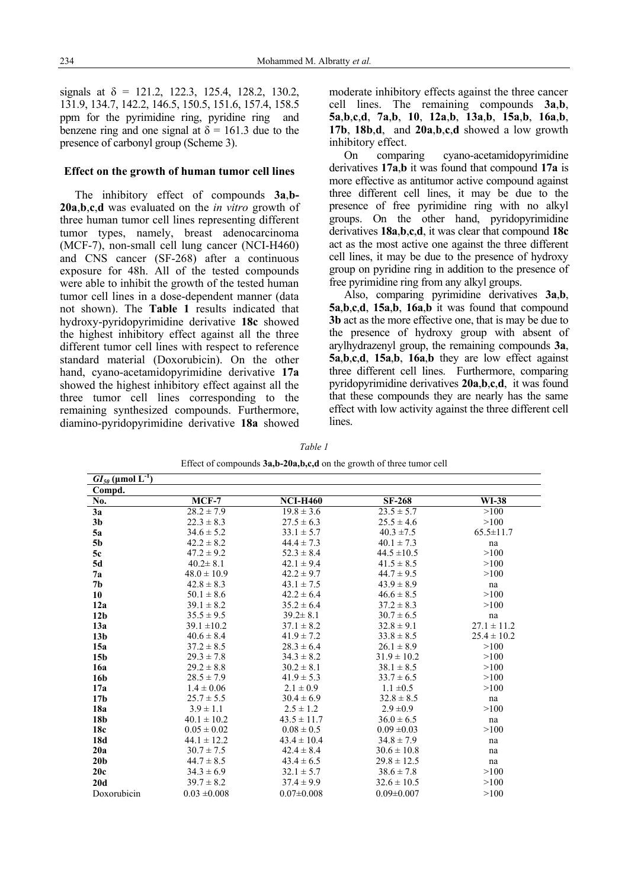signals at δ = 121.2, 122.3, 125.4, 128.2, 130.2, 131.9, 134.7, 142.2, 146.5, 150.5, 151.6, 157.4, 158.5 ppm for the pyrimidine ring, pyridine ring and benzene ring and one signal at δ = 161.3 due to the presence of carbonyl group (Scheme 3).

## Effect on the growth of human tumor cell lines

The inhibitory effect of compounds **3a**,**b**-**20a**,**b**,**c**,**d** was evaluated on the *in vitro* growth of three human tumor cell lines representing different tumor types, namely, breast adenocarcinoma (MCF-7), non-small cell lung cancer (NCI-H460) and CNS cancer (SF-268) after a continuous exposure for 48h. All of the tested compounds were able to inhibit the growth of the tested human tumor cell lines in a dose-dependent manner (data not shown). The **Table 1** results indicated that hydroxy-pyridopyrimidine derivative **18c** showed the highest inhibitory effect against all the three different tumor cell lines with respect to reference standard material (Doxorubicin). On the other hand, cyano-acetamidopyrimidine derivative **17a** showed the highest inhibitory effect against all the three tumor cell lines corresponding to the remaining synthesized compounds. Furthermore, diamino-pyridopyrimidine derivative **18a** showed moderate inhibitory effects against the three cancer cell lines. The remaining compounds **3a**,**b**, **5a**,**b**,**c**,**d**, **7a**,**b**, **10**, **12a**,**b**, **13a**,**b**, **15a**,**b**, **16a**,**b**, **17b**, **18b**,**d**, and **20a**,**b**,**c**,**d** showed a low growth inhibitory effect.

On comparing cyano-acetamidopyrimidine derivatives **17a**,**b** it was found that compound **17a** is more effective as antitumor active compound against three different cell lines, it may be due to the presence of free pyrimidine ring with no alkyl groups. On the other hand, pyridopyrimidine derivatives **18a**,**b**,**c**,**d**, it was clear that compound **18c** act as the most active one against the three different cell lines, it may be due to the presence of hydroxy group on pyridine ring in addition to the presence of free pyrimidine ring from any alkyl groups.

Also, comparing pyrimidine derivatives **3a**,**b**, **5a**,**b**,**c**,**d**, **15a**,**b**, **16a**,**b** it was found that compound **3b** act as the more effective one, that is may be due to the presence of hydroxy group with absent of arylhydrazenyl group, the remaining compounds **3a**, **5a**,**b**,**c**,**d**, **15a**,**b**, **16a**,**b** they are low effect against three different cell lines. Furthermore, comparing pyridopyrimidine derivatives **20a**,**b**,**c**,**d**, it was found that these compounds they are nearly has the same effect with low activity against the three different cell lines.

*Table 1*

Effect of compounds **3a,b-20a,b,c,d** on the growth of three tumor cell

| $GI_{50}$ (µmol $L^{-1}$) Compd. No. | MCF-7 | NCI-H460 | SF-268 | WI-38 |
|---|---|---|---|---|
| **3a** | 28.2 ± 7.9 | 19.8 ± 3.6 | 23.5 ± 5.7 | >100 |
| **3b** | 22.3 ± 8.3 | 27.5 ± 6.3 | 25.5 ± 4.6 | >100 |
| **5a** | 34.6 ± 5.2 | 33.1 ± 5.7 | 40.3 ±7.5 | 65.5±11.7 |
| **5b** | 42.2 ± 8.2 | 44.4 ± 7.3 | 40.1 ± 7.3 | na |
| **5c** | 47.2 ± 9.2 | 52.3 ± 8.4 | 44.5 ±10.5 | >100 |
| **5d** | 40.2± 8.1 | 42.1 ± 9.4 | 41.5 ± 8.5 | >100 |
| **7a** | 48.0 ± 10.9 | 42.2 ± 9.7 | 44.7 ± 9.5 | >100 |
| **7b** | 42.8 ± 8.3 | 43.1 ± 7.5 | 43.9 ± 8.9 | na |
| **10** | 50.1 ± 8.6 | 42.2 ± 6.4 | 46.6 ± 8.5 | >100 |
| **12a** | 39.1 ± 8.2 | 35.2 ± 6.4 | 37.2 ± 8.3 | >100 |
| **12b** | 35.5 ± 9.5 | 39.2± 8.1 | 30.7 ± 6.5 | na |
| **13a** | 39.1 ±10.2 | 37.1 ± 8.2 | 32.8 ± 9.1 | 27.1 ± 11.2 |
| **13b** | 40.6 ± 8.4 | 41.9 ± 7.2 | 33.8 ± 8.5 | 25.4 ± 10.2 |
| **15a** | 37.2 ± 8.5 | 28.3 ± 6.4 | 26.1 ± 8.9 | >100 |
| **15b** | 29.3 ± 7.8 | 34.3 ± 8.2 | 31.9 ± 10.2 | >100 |
| **16a** | 29.2 ± 8.8 | 30.2 ± 8.1 | 38.1 ± 8.5 | >100 |
| **16b** | 28.5 ± 7.9 | 41.9 ± 5.3 | 33.7 ± 6.5 | >100 |
| **17a** | 1.4 ± 0.06 | 2.1 ± 0.9 | 1.1 ±0.5 | >100 |
| **17b** | 25.7 ± 5.5 | 30.4 ± 6.9 | 32.8 ± 8.5 | na |
| **18a** | 3.9 ± 1.1 | 2.5 ± 1.2 | 2.9 ±0.9 | >100 |
| **18b** | 40.1 ± 10.2 | 43.5 ± 11.7 | 36.0 ± 6.5 | na |
| **18c** | 0.05 ± 0.02 | 0.08 ± 0.5 | 0.09 ±0.03 | >100 |
| **18d** | 44.1 ± 12.2 | 43.4 ± 10.4 | 34.8 ± 7.9 | na |
| **20a** | 30.7 ± 7.5 | 42.4 ± 8.4 | 30.6 ± 10.8 | na |
| **20b** | 44.7 ± 8.5 | 43.4 ± 6.5 | 29.8 ± 12.5 | na |
| **20c** | 34.3 ± 6.9 | 32.1 ± 5.7 | 38.6 ± 7.8 | >100 |
| **20d** | 39.7 ± 8.2 | 37.4 ± 9.9 | 32.6 ± 10.5 | >100 |
| Doxorubicin | 0.03 ±0.008 | 0.07±0.008 | 0.09±0.007 | >100 |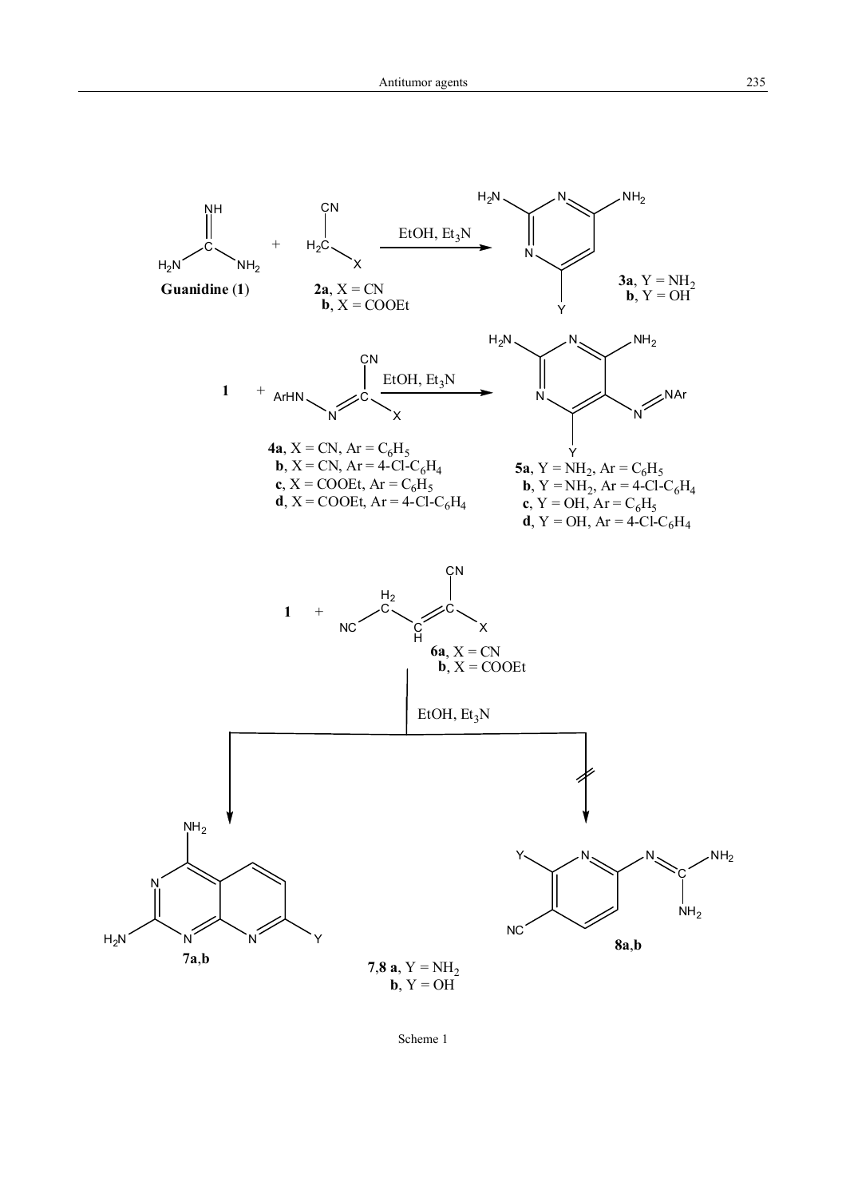Guanidine (**1**) + **2a**, X = CN; **b**, X = COOEt → (EtOH, $Et_3N$) → **3a**, Y = $NH_2$; **b**, Y = OH

**1** + **4a**, X = CN, Ar = $C_6H_5$; **b**, X = CN, Ar = 4-Cl-$C_6H_4$; **c**, X = COOEt, Ar = $C_6H_5$; **d**, X = COOEt, Ar = 4-Cl-$C_6H_4$ → (EtOH, $Et_3N$) → **5a**, Y = $NH_2$, Ar = $C_6H_5$; **b**, Y = $NH_2$, Ar = 4-Cl-$C_6H_4$; **c**, Y = OH, Ar = $C_6H_5$; **d**, Y = OH, Ar = 4-Cl-$C_6H_4$

**1** + **6a**, X = CN; **b**, X = COOEt → (EtOH, $Et_3N$) → **7a**,**b** (not **8a**,**b**)

**7**,**8 a**, Y = $NH_2$; **b**, Y = OH

Scheme 1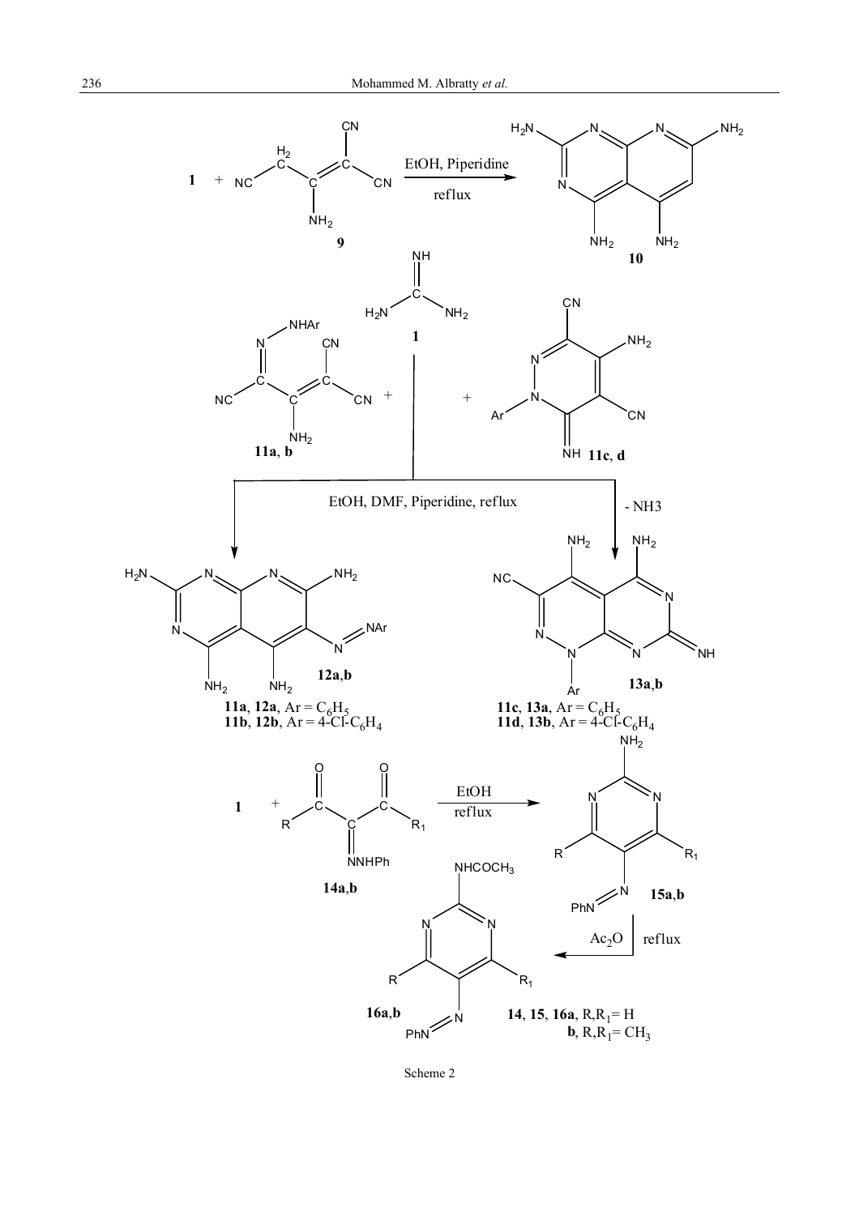Scheme 2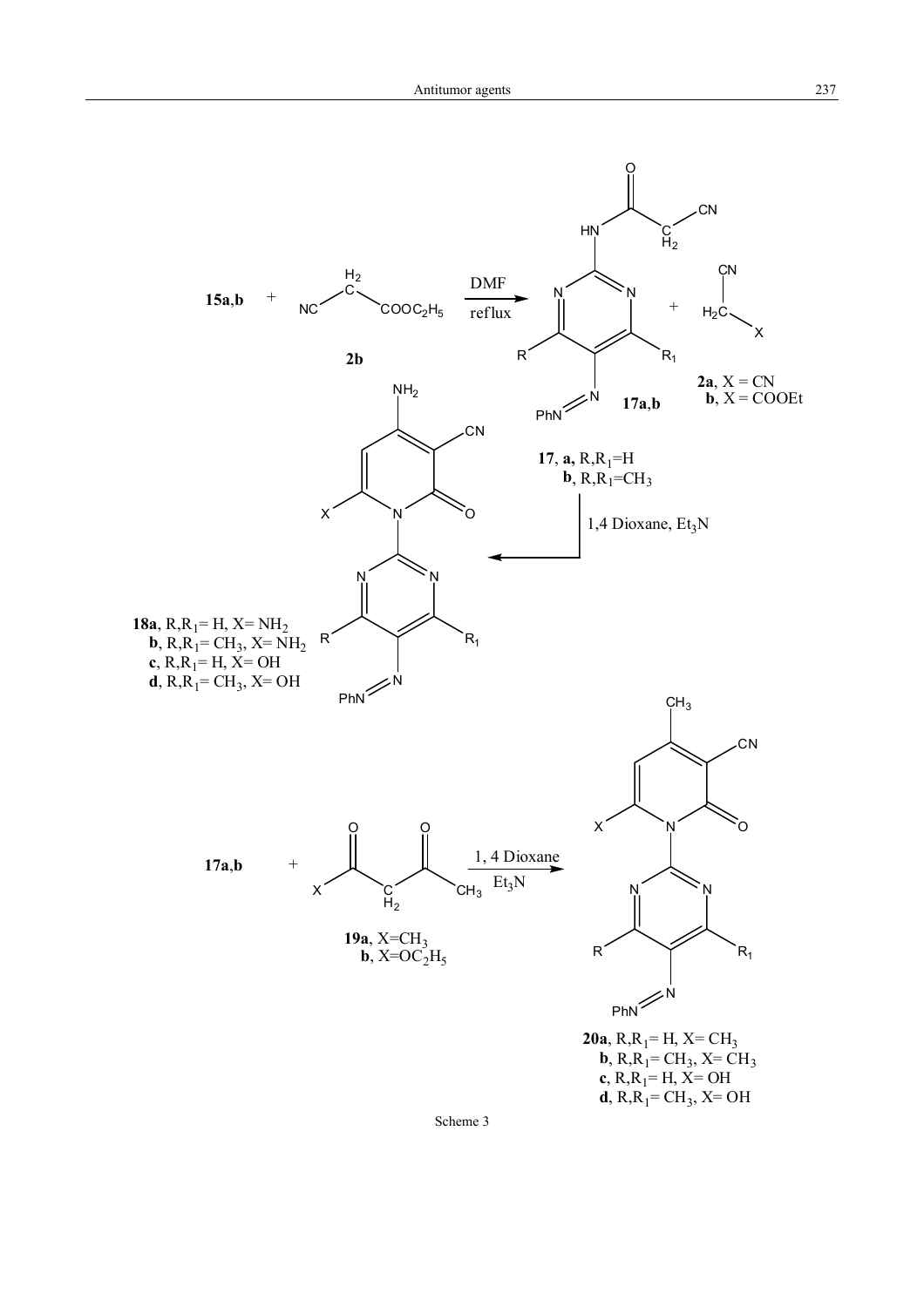**15a**,**b** + $NC-CH_2-COOC_2H_5$ (**2b**) $\xrightarrow{\text{DMF, reflux}}$ **17a**,**b** + $H_2C(CN)X$

**2a**, X = CN
**b**, X = COOEt

**17**, **a**, $R,R_1$=H
**b**, $R,R_1$=$CH_3$

1,4 Dioxane, $Et_3N$

**18a**, $R,R_1$= H, X= $NH_2$
**b**, $R,R_1$= $CH_3$, X= $NH_2$
**c**, $R,R_1$= H, X= OH
**d**, $R,R_1$= $CH_3$, X= OH

**17a**,**b** + **19** $\xrightarrow{\text{1, 4 Dioxane, } Et_3N}$ **20**

**19a**, X=$CH_3$
**b**, X=$OC_2H_5$

**20a**, $R,R_1$= H, X= $CH_3$
**b**, $R,R_1$= $CH_3$, X= $CH_3$
**c**, $R,R_1$= H, X= OH
**d**, $R,R_1$= $CH_3$, X= OH

Scheme 3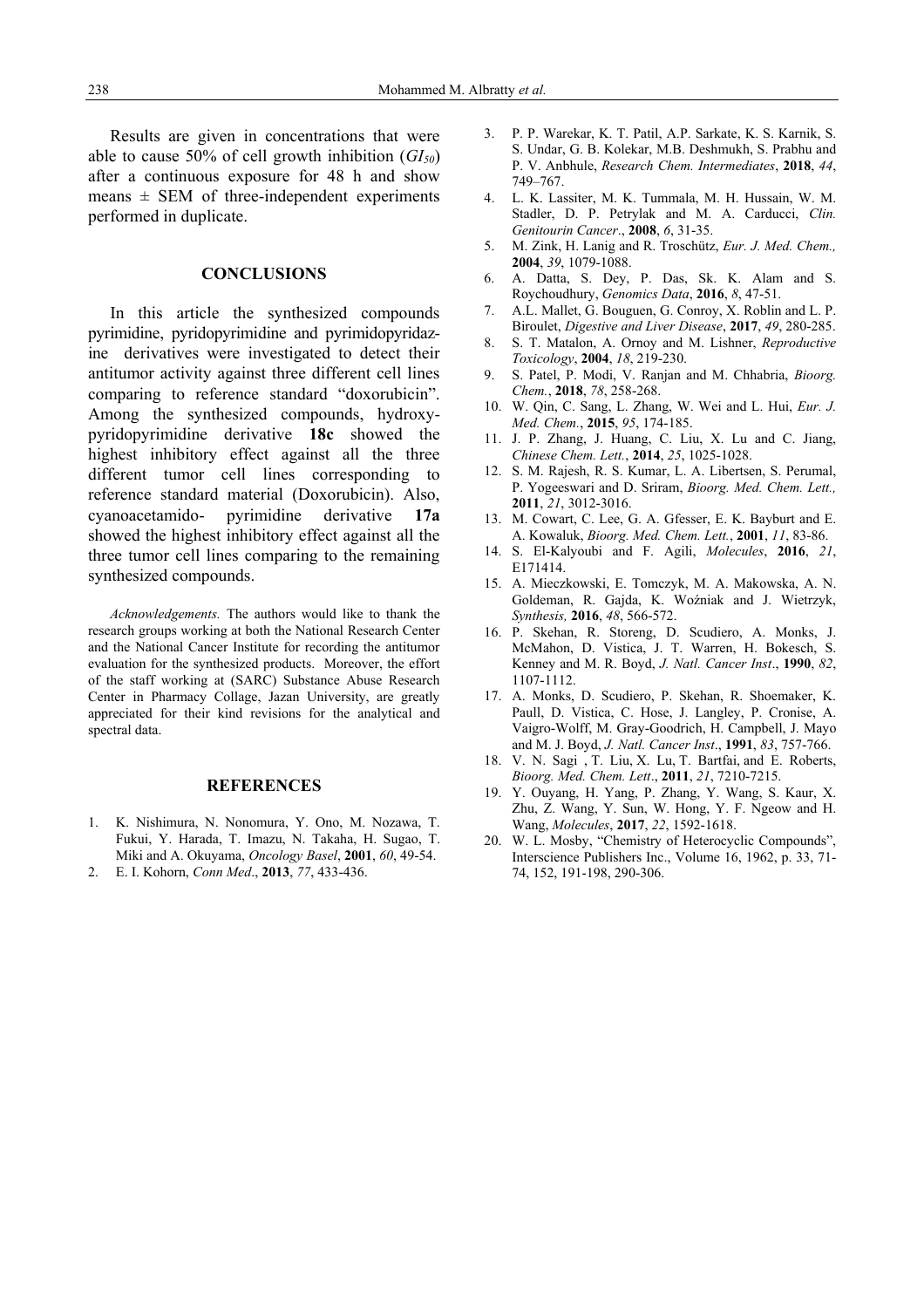Results are given in concentrations that were able to cause 50% of cell growth inhibition ($GI_{50}$) after a continuous exposure for 48 h and show means ± SEM of three-independent experiments performed in duplicate.

## CONCLUSIONS

In this article the synthesized compounds pyrimidine, pyridopyrimidine and pyrimidopyridazine derivatives were investigated to detect their antitumor activity against three different cell lines comparing to reference standard "doxorubicin". Among the synthesized compounds, hydroxy-pyridopyrimidine derivative **18c** showed the highest inhibitory effect against all the three different tumor cell lines corresponding to reference standard material (Doxorubicin). Also, cyanoacetamido- pyrimidine derivative **17a** showed the highest inhibitory effect against all the three tumor cell lines comparing to the remaining synthesized compounds.

*Acknowledgements.* The authors would like to thank the research groups working at both the National Research Center and the National Cancer Institute for recording the antitumor evaluation for the synthesized products. Moreover, the effort of the staff working at (SARC) Substance Abuse Research Center in Pharmacy Collage, Jazan University, are greatly appreciated for their kind revisions for the analytical and spectral data.

## REFERENCES

1. K. Nishimura, N. Nonomura, Y. Ono, M. Nozawa, T. Fukui, Y. Harada, T. Imazu, N. Takaha, H. Sugao, T. Miki and A. Okuyama, *Oncology Basel*, **2001**, *60*, 49-54.
2. E. I. Kohorn, *Conn Med*., **2013**, *77*, 433-436.
3. P. P. Warekar, K. T. Patil, A.P. Sarkate, K. S. Karnik, S. S. Undar, G. B. Kolekar, M.B. Deshmukh, S. Prabhu and P. V. Anbhule, *Research Chem. Intermediates*, **2018**, *44*, 749–767.
4. L. K. Lassiter, M. K. Tummala, M. H. Hussain, W. M. Stadler, D. P. Petrylak and M. A. Carducci, *Clin. Genitourin Cancer*., **2008**, *6*, 31-35.
5. M. Zink, H. Lanig and R. Troschütz, *Eur. J. Med. Chem.,* **2004**, *39*, 1079-1088.
6. A. Datta, S. Dey, P. Das, Sk. K. Alam and S. Roychoudhury, *Genomics Data*, **2016**, *8*, 47-51.
7. A.L. Mallet, G. Bouguen, G. Conroy, X. Roblin and L. P. Biroulet, *Digestive and Liver Disease*, **2017**, *49*, 280-285.
8. S. T. Matalon, A. Ornoy and M. Lishner, *Reproductive Toxicology*, **2004**, *18*, 219-230.
9. S. Patel, P. Modi, V. Ranjan and M. Chhabria, *Bioorg. Chem.*, **2018**, *78*, 258-268.
10. W. Qin, C. Sang, L. Zhang, W. Wei and L. Hui, *Eur. J. Med. Chem.*, **2015**, *95*, 174-185.
11. J. P. Zhang, J. Huang, C. Liu, X. Lu and C. Jiang, *Chinese Chem. Lett.*, **2014**, *25*, 1025-1028.
12. S. M. Rajesh, R. S. Kumar, L. A. Libertsen, S. Perumal, P. Yogeeswari and D. Sriram, *Bioorg. Med. Chem. Lett.,* **2011**, *21*, 3012-3016.
13. M. Cowart, C. Lee, G. A. Gfesser, E. K. Bayburt and E. A. Kowaluk, *Bioorg. Med. Chem. Lett.*, **2001**, *11*, 83-86.
14. S. El-Kalyoubi and F. Agili, *Molecules*, **2016**, *21*, E171414.
15. A. Mieczkowski, E. Tomczyk, M. A. Makowska, A. N. Goldeman, R. Gajda, K. Woźniak and J. Wietrzyk, *Synthesis,* **2016**, *48*, 566-572.
16. P. Skehan, R. Storeng, D. Scudiero, A. Monks, J. McMahon, D. Vistica, J. T. Warren, H. Bokesch, S. Kenney and M. R. Boyd, *J. Natl. Cancer Inst*., **1990**, *82*, 1107-1112.
17. A. Monks, D. Scudiero, P. Skehan, R. Shoemaker, K. Paull, D. Vistica, C. Hose, J. Langley, P. Cronise, A. Vaigro-Wolff, M. Gray-Goodrich, H. Campbell, J. Mayo and M. J. Boyd, *J. Natl. Cancer Inst*., **1991**, *83*, 757-766.
18. V. N. Sagi , T. Liu, X. Lu, T. Bartfai, and E. Roberts, *Bioorg. Med. Chem. Lett*., **2011**, *21*, 7210-7215.
19. Y. Ouyang, H. Yang, P. Zhang, Y. Wang, S. Kaur, X. Zhu, Z. Wang, Y. Sun, W. Hong, Y. F. Ngeow and H. Wang, *Molecules*, **2017**, *22*, 1592-1618.
20. W. L. Mosby, "Chemistry of Heterocyclic Compounds", Interscience Publishers Inc., Volume 16, 1962, p. 33, 71-74, 152, 191-198, 290-306.